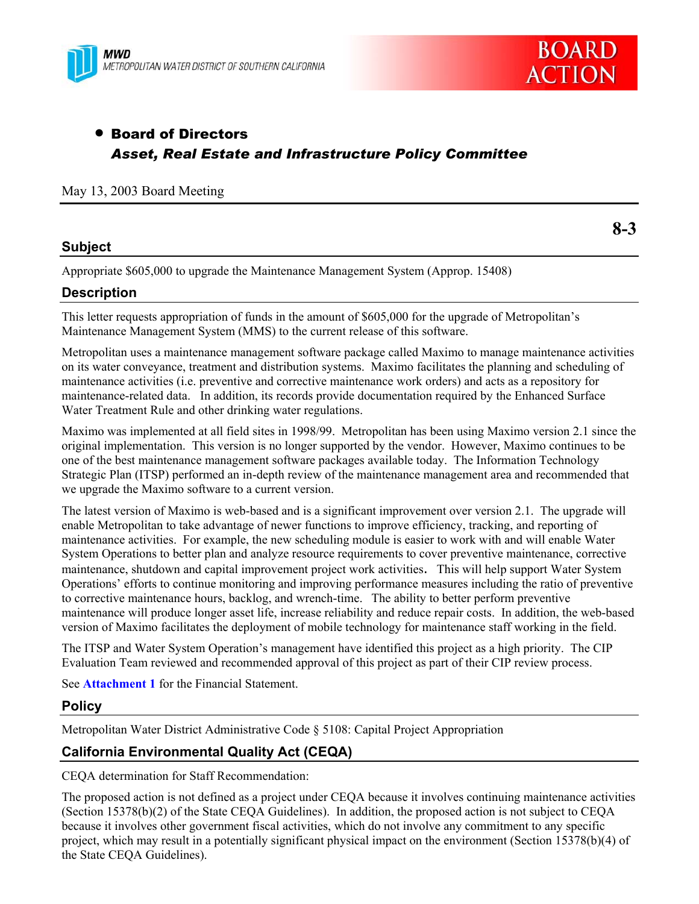MWD
METROPOLITAN WATER DISTRICT OF SOUTHERN CALIFORNIA

BOARD ACTION

- **Board of Directors**
  ***Asset, Real Estate and Infrastructure Policy Committee***

May 13, 2003 Board Meeting

**8-3**

## Subject

Appropriate $605,000 to upgrade the Maintenance Management System (Approp. 15408)

## Description

This letter requests appropriation of funds in the amount of $605,000 for the upgrade of Metropolitan's Maintenance Management System (MMS) to the current release of this software.

Metropolitan uses a maintenance management software package called Maximo to manage maintenance activities on its water conveyance, treatment and distribution systems. Maximo facilitates the planning and scheduling of maintenance activities (i.e. preventive and corrective maintenance work orders) and acts as a repository for maintenance-related data. In addition, its records provide documentation required by the Enhanced Surface Water Treatment Rule and other drinking water regulations.

Maximo was implemented at all field sites in 1998/99. Metropolitan has been using Maximo version 2.1 since the original implementation. This version is no longer supported by the vendor. However, Maximo continues to be one of the best maintenance management software packages available today. The Information Technology Strategic Plan (ITSP) performed an in-depth review of the maintenance management area and recommended that we upgrade the Maximo software to a current version.

The latest version of Maximo is web-based and is a significant improvement over version 2.1. The upgrade will enable Metropolitan to take advantage of newer functions to improve efficiency, tracking, and reporting of maintenance activities. For example, the new scheduling module is easier to work with and will enable Water System Operations to better plan and analyze resource requirements to cover preventive maintenance, corrective maintenance, shutdown and capital improvement project work activities. This will help support Water System Operations' efforts to continue monitoring and improving performance measures including the ratio of preventive to corrective maintenance hours, backlog, and wrench-time. The ability to better perform preventive maintenance will produce longer asset life, increase reliability and reduce repair costs. In addition, the web-based version of Maximo facilitates the deployment of mobile technology for maintenance staff working in the field.

The ITSP and Water System Operation's management have identified this project as a high priority. The CIP Evaluation Team reviewed and recommended approval of this project as part of their CIP review process.

See **Attachment 1** for the Financial Statement.

## Policy

Metropolitan Water District Administrative Code § 5108: Capital Project Appropriation

## California Environmental Quality Act (CEQA)

CEQA determination for Staff Recommendation:

The proposed action is not defined as a project under CEQA because it involves continuing maintenance activities (Section 15378(b)(2) of the State CEQA Guidelines). In addition, the proposed action is not subject to CEQA because it involves other government fiscal activities, which do not involve any commitment to any specific project, which may result in a potentially significant physical impact on the environment (Section 15378(b)(4) of the State CEQA Guidelines).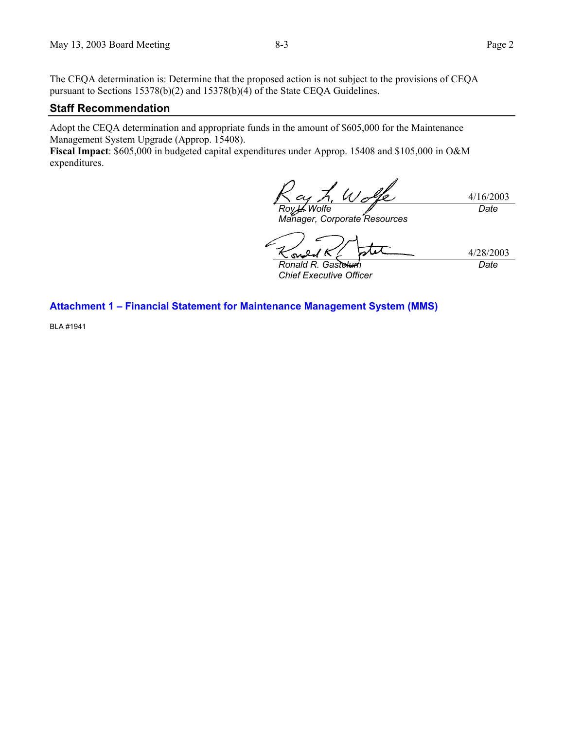The CEQA determination is: Determine that the proposed action is not subject to the provisions of CEQA pursuant to Sections 15378(b)(2) and 15378(b)(4) of the State CEQA Guidelines.

## Staff Recommendation

Adopt the CEQA determination and appropriate funds in the amount of $605,000 for the Maintenance Management System Upgrade (Approp. 15408).

**Fiscal Impact**: $605,000 in budgeted capital expenditures under Approp. 15408 and $105,000 in O&M expenditures.

| | |
|---|---|
| *Roy L. Wolfe*<br>*Manager, Corporate Resources* | 4/16/2003<br>*Date* |
| *Ronald R. Gastelum*<br>*Chief Executive Officer* | 4/28/2003<br>*Date* |

**Attachment 1 – Financial Statement for Maintenance Management System (MMS)**

BLA #1941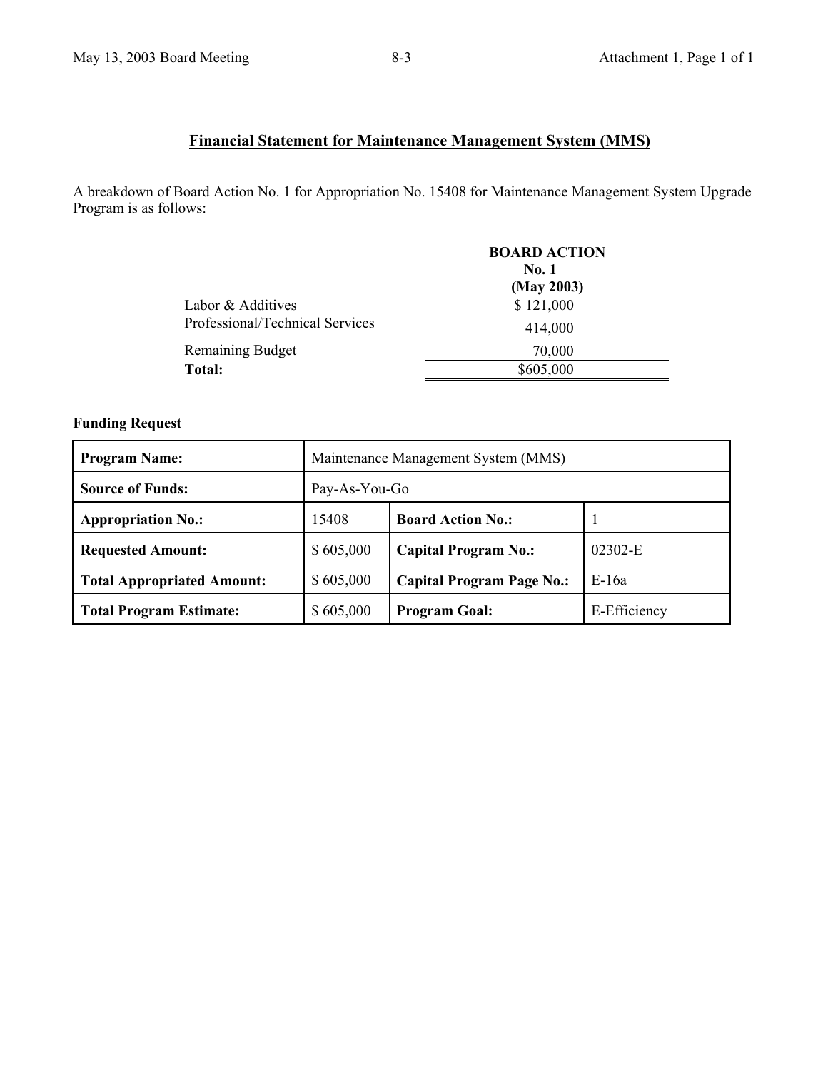## Financial Statement for Maintenance Management System (MMS)

A breakdown of Board Action No. 1 for Appropriation No. 15408 for Maintenance Management System Upgrade Program is as follows:

| | BOARD ACTION No. 1 (May 2003) |
|---|---|
| Labor & Additives | $ 121,000 |
| Professional/Technical Services | 414,000 |
| Remaining Budget | 70,000 |
| **Total:** | $605,000 |

**Funding Request**

| | | | |
|---|---|---|---|
| **Program Name:** | Maintenance Management System (MMS) | | |
| **Source of Funds:** | Pay-As-You-Go | | |
| **Appropriation No.:** | 15408 | **Board Action No.:** | 1 |
| **Requested Amount:** | $ 605,000 | **Capital Program No.:** | 02302-E |
| **Total Appropriated Amount:** | $ 605,000 | **Capital Program Page No.:** | E-16a |
| **Total Program Estimate:** | $ 605,000 | **Program Goal:** | E-Efficiency |